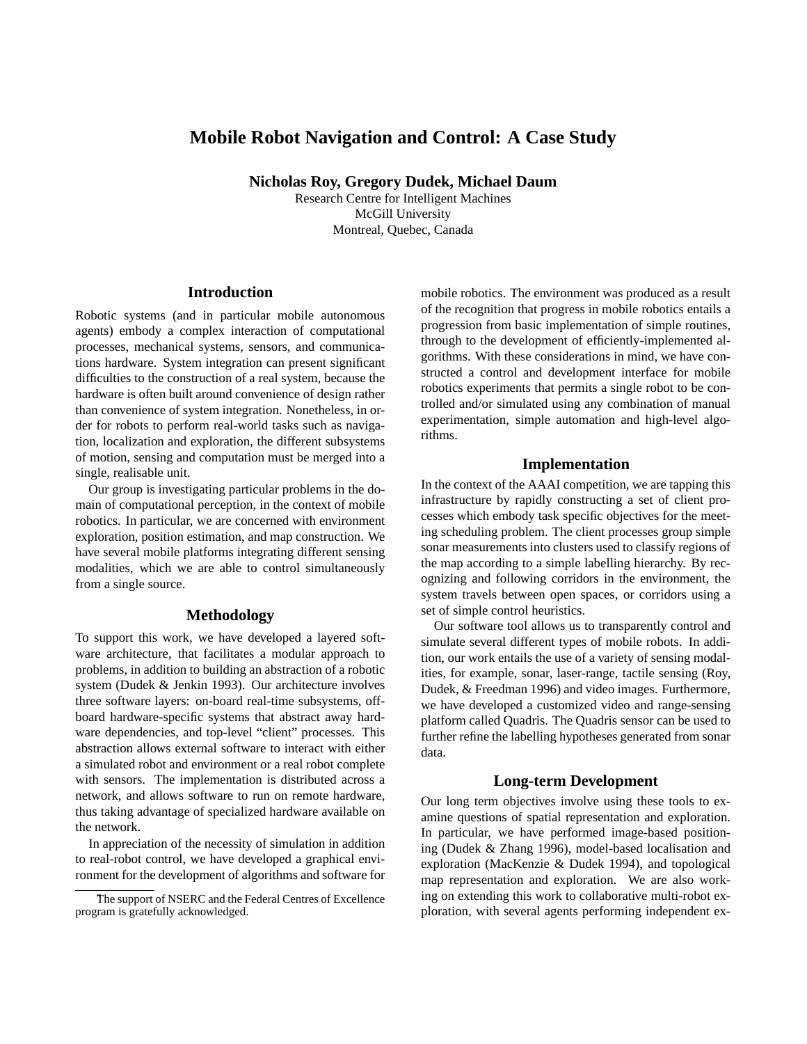# Mobile Robot Navigation and Control: A Case Study

**Nicholas Roy, Gregory Dudek, Michael Daum**

Research Centre for Intelligent Machines
McGill University
Montreal, Quebec, Canada

## Introduction

Robotic systems (and in particular mobile autonomous agents) embody a complex interaction of computational processes, mechanical systems, sensors, and communications hardware. System integration can present significant difficulties to the construction of a real system, because the hardware is often built around convenience of design rather than convenience of system integration. Nonetheless, in order for robots to perform real-world tasks such as navigation, localization and exploration, the different subsystems of motion, sensing and computation must be merged into a single, realisable unit.

Our group is investigating particular problems in the domain of computational perception, in the context of mobile robotics. In particular, we are concerned with environment exploration, position estimation, and map construction. We have several mobile platforms integrating different sensing modalities, which we are able to control simultaneously from a single source.

## Methodology

To support this work, we have developed a layered software architecture, that facilitates a modular approach to problems, in addition to building an abstraction of a robotic system (Dudek & Jenkin 1993). Our architecture involves three software layers: on-board real-time subsystems, off-board hardware-specific systems that abstract away hardware dependencies, and top-level "client" processes. This abstraction allows external software to interact with either a simulated robot and environment or a real robot complete with sensors. The implementation is distributed across a network, and allows software to run on remote hardware, thus taking advantage of specialized hardware available on the network.

In appreciation of the necessity of simulation in addition to real-robot control, we have developed a graphical environment for the development of algorithms and software for mobile robotics. The environment was produced as a result of the recognition that progress in mobile robotics entails a progression from basic implementation of simple routines, through to the development of efficiently-implemented algorithms. With these considerations in mind, we have constructed a control and development interface for mobile robotics experiments that permits a single robot to be controlled and/or simulated using any combination of manual experimentation, simple automation and high-level algorithms.

## Implementation

In the context of the AAAI competition, we are tapping this infrastructure by rapidly constructing a set of client processes which embody task specific objectives for the meeting scheduling problem. The client processes group simple sonar measurements into clusters used to classify regions of the map according to a simple labelling hierarchy. By recognizing and following corridors in the environment, the system travels between open spaces, or corridors using a set of simple control heuristics.

Our software tool allows us to transparently control and simulate several different types of mobile robots. In addition, our work entails the use of a variety of sensing modalities, for example, sonar, laser-range, tactile sensing (Roy, Dudek, & Freedman 1996) and video images. Furthermore, we have developed a customized video and range-sensing platform called Quadris. The Quadris sensor can be used to further refine the labelling hypotheses generated from sonar data.

## Long-term Development

Our long term objectives involve using these tools to examine questions of spatial representation and exploration. In particular, we have performed image-based positioning (Dudek & Zhang 1996), model-based localisation and exploration (MacKenzie & Dudek 1994), and topological map representation and exploration. We are also working on extending this work to collaborative multi-robot exploration, with several agents performing independent ex-

---

The support of NSERC and the Federal Centres of Excellence program is gratefully acknowledged.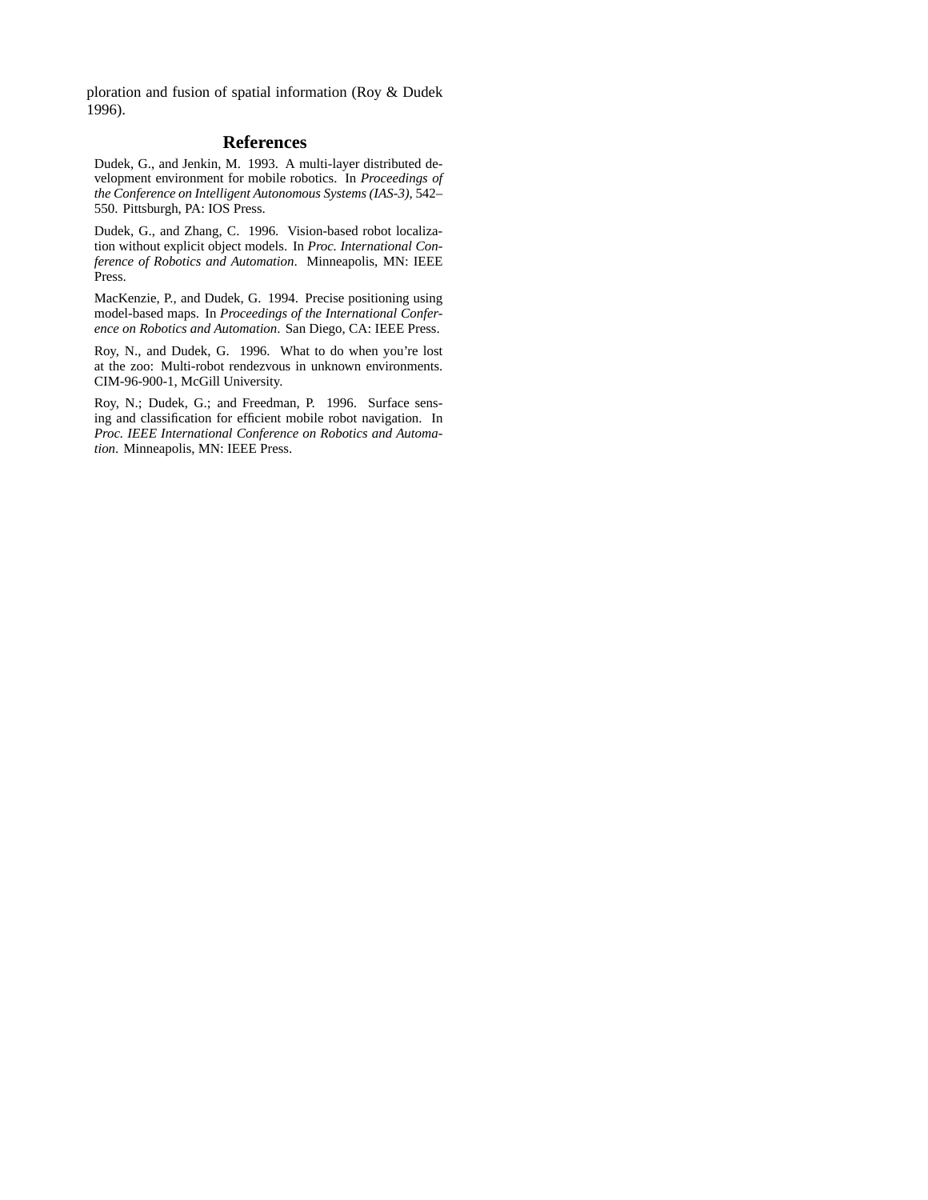ploration and fusion of spatial information (Roy & Dudek 1996).

## References

Dudek, G., and Jenkin, M. 1993. A multi-layer distributed development environment for mobile robotics. In *Proceedings of the Conference on Intelligent Autonomous Systems (IAS-3)*, 542–550. Pittsburgh, PA: IOS Press.

Dudek, G., and Zhang, C. 1996. Vision-based robot localization without explicit object models. In *Proc. International Conference of Robotics and Automation*. Minneapolis, MN: IEEE Press.

MacKenzie, P., and Dudek, G. 1994. Precise positioning using model-based maps. In *Proceedings of the International Conference on Robotics and Automation*. San Diego, CA: IEEE Press.

Roy, N., and Dudek, G. 1996. What to do when you're lost at the zoo: Multi-robot rendezvous in unknown environments. CIM-96-900-1, McGill University.

Roy, N.; Dudek, G.; and Freedman, P. 1996. Surface sensing and classification for efficient mobile robot navigation. In *Proc. IEEE International Conference on Robotics and Automation*. Minneapolis, MN: IEEE Press.